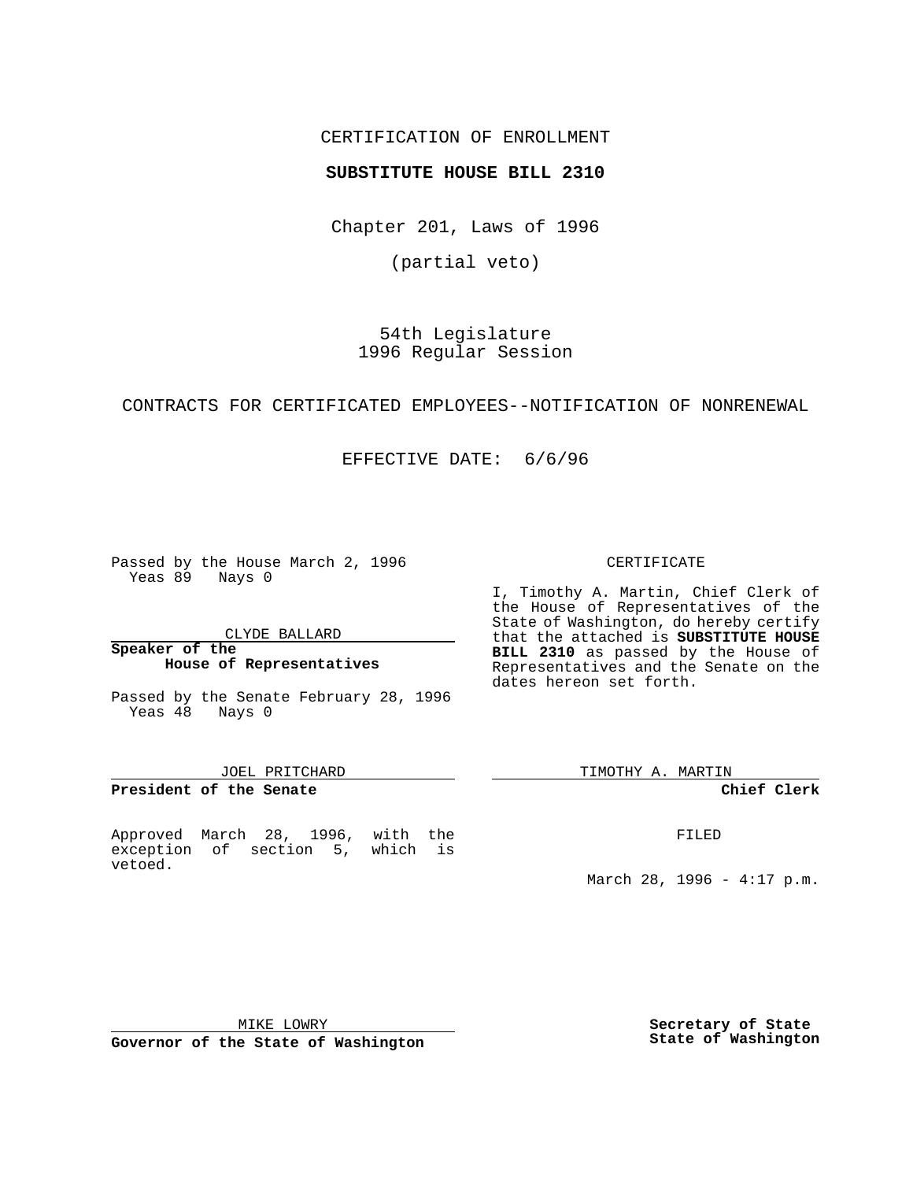CERTIFICATION OF ENROLLMENT

**SUBSTITUTE HOUSE BILL 2310**

Chapter 201, Laws of 1996

(partial veto)

54th Legislature
1996 Regular Session

CONTRACTS FOR CERTIFICATED EMPLOYEES--NOTIFICATION OF NONRENEWAL

EFFECTIVE DATE: 6/6/96

Passed by the House March 2, 1996
Yeas 89 Nays 0

CLYDE BALLARD

**Speaker of the House of Representatives**

Passed by the Senate February 28, 1996
Yeas 48 Nays 0

JOEL PRITCHARD

**President of the Senate**

Approved March 28, 1996, with the exception of section 5, which is vetoed.

MIKE LOWRY

**Governor of the State of Washington**

CERTIFICATE

I, Timothy A. Martin, Chief Clerk of the House of Representatives of the State of Washington, do hereby certify that the attached is **SUBSTITUTE HOUSE BILL 2310** as passed by the House of Representatives and the Senate on the dates hereon set forth.

TIMOTHY A. MARTIN

**Chief Clerk**

FILED

March 28, 1996 - 4:17 p.m.

**Secretary of State**
**State of Washington**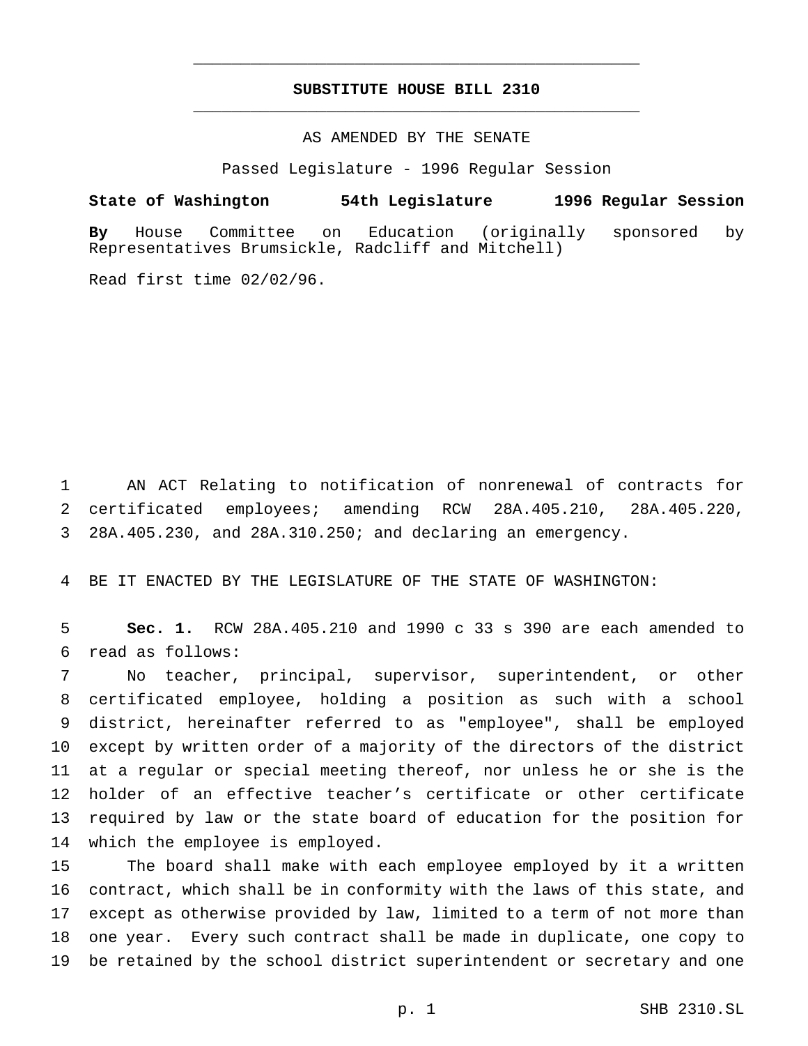# SUBSTITUTE HOUSE BILL 2310

AS AMENDED BY THE SENATE

Passed Legislature - 1996 Regular Session

**State of Washington 54th Legislature 1996 Regular Session**

**By** House Committee on Education (originally sponsored by Representatives Brumsickle, Radcliff and Mitchell)

Read first time 02/02/96.

AN ACT Relating to notification of nonrenewal of contracts for certificated employees; amending RCW 28A.405.210, 28A.405.220, 28A.405.230, and 28A.310.250; and declaring an emergency.

BE IT ENACTED BY THE LEGISLATURE OF THE STATE OF WASHINGTON:

**Sec. 1.** RCW 28A.405.210 and 1990 c 33 s 390 are each amended to read as follows:

No teacher, principal, supervisor, superintendent, or other certificated employee, holding a position as such with a school district, hereinafter referred to as "employee", shall be employed except by written order of a majority of the directors of the district at a regular or special meeting thereof, nor unless he or she is the holder of an effective teacher's certificate or other certificate required by law or the state board of education for the position for which the employee is employed.

The board shall make with each employee employed by it a written contract, which shall be in conformity with the laws of this state, and except as otherwise provided by law, limited to a term of not more than one year. Every such contract shall be made in duplicate, one copy to be retained by the school district superintendent or secretary and one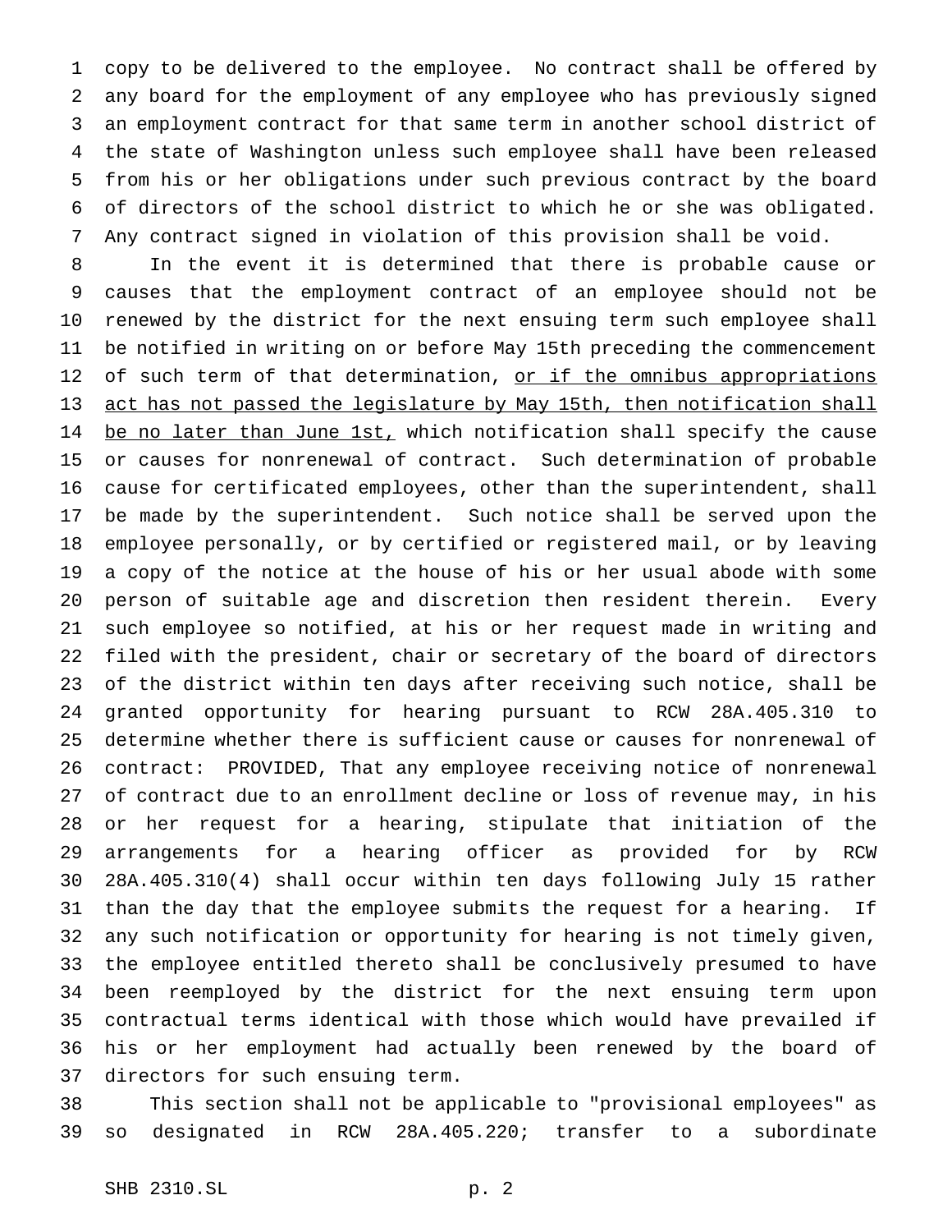copy to be delivered to the employee. No contract shall be offered by any board for the employment of any employee who has previously signed an employment contract for that same term in another school district of the state of Washington unless such employee shall have been released from his or her obligations under such previous contract by the board of directors of the school district to which he or she was obligated. Any contract signed in violation of this provision shall be void.

In the event it is determined that there is probable cause or causes that the employment contract of an employee should not be renewed by the district for the next ensuing term such employee shall be notified in writing on or before May 15th preceding the commencement of such term of that determination, <u>or if the omnibus appropriations act has not passed the legislature by May 15th, then notification shall be no later than June 1st,</u> which notification shall specify the cause or causes for nonrenewal of contract. Such determination of probable cause for certificated employees, other than the superintendent, shall be made by the superintendent. Such notice shall be served upon the employee personally, or by certified or registered mail, or by leaving a copy of the notice at the house of his or her usual abode with some person of suitable age and discretion then resident therein. Every such employee so notified, at his or her request made in writing and filed with the president, chair or secretary of the board of directors of the district within ten days after receiving such notice, shall be granted opportunity for hearing pursuant to RCW 28A.405.310 to determine whether there is sufficient cause or causes for nonrenewal of contract: PROVIDED, That any employee receiving notice of nonrenewal of contract due to an enrollment decline or loss of revenue may, in his or her request for a hearing, stipulate that initiation of the arrangements for a hearing officer as provided for by RCW 28A.405.310(4) shall occur within ten days following July 15 rather than the day that the employee submits the request for a hearing. If any such notification or opportunity for hearing is not timely given, the employee entitled thereto shall be conclusively presumed to have been reemployed by the district for the next ensuing term upon contractual terms identical with those which would have prevailed if his or her employment had actually been renewed by the board of directors for such ensuing term.

This section shall not be applicable to "provisional employees" as so designated in RCW 28A.405.220; transfer to a subordinate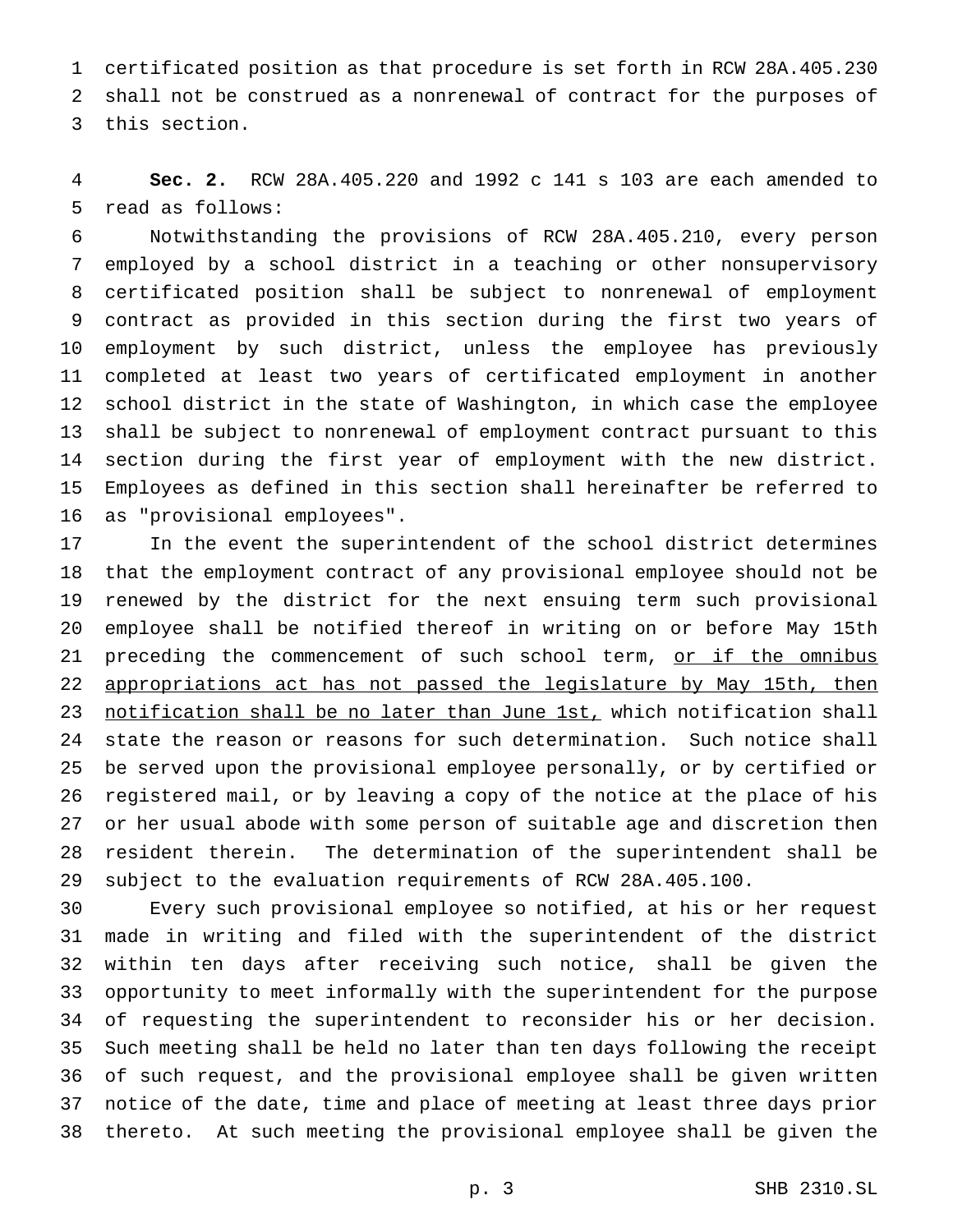certificated position as that procedure is set forth in RCW 28A.405.230 shall not be construed as a nonrenewal of contract for the purposes of this section.

**Sec. 2.** RCW 28A.405.220 and 1992 c 141 s 103 are each amended to read as follows:

Notwithstanding the provisions of RCW 28A.405.210, every person employed by a school district in a teaching or other nonsupervisory certificated position shall be subject to nonrenewal of employment contract as provided in this section during the first two years of employment by such district, unless the employee has previously completed at least two years of certificated employment in another school district in the state of Washington, in which case the employee shall be subject to nonrenewal of employment contract pursuant to this section during the first year of employment with the new district. Employees as defined in this section shall hereinafter be referred to as "provisional employees".

In the event the superintendent of the school district determines that the employment contract of any provisional employee should not be renewed by the district for the next ensuing term such provisional employee shall be notified thereof in writing on or before May 15th preceding the commencement of such school term, <u>or if the omnibus appropriations act has not passed the legislature by May 15th, then notification shall be no later than June 1st,</u> which notification shall state the reason or reasons for such determination. Such notice shall be served upon the provisional employee personally, or by certified or registered mail, or by leaving a copy of the notice at the place of his or her usual abode with some person of suitable age and discretion then resident therein. The determination of the superintendent shall be subject to the evaluation requirements of RCW 28A.405.100.

Every such provisional employee so notified, at his or her request made in writing and filed with the superintendent of the district within ten days after receiving such notice, shall be given the opportunity to meet informally with the superintendent for the purpose of requesting the superintendent to reconsider his or her decision. Such meeting shall be held no later than ten days following the receipt of such request, and the provisional employee shall be given written notice of the date, time and place of meeting at least three days prior thereto. At such meeting the provisional employee shall be given the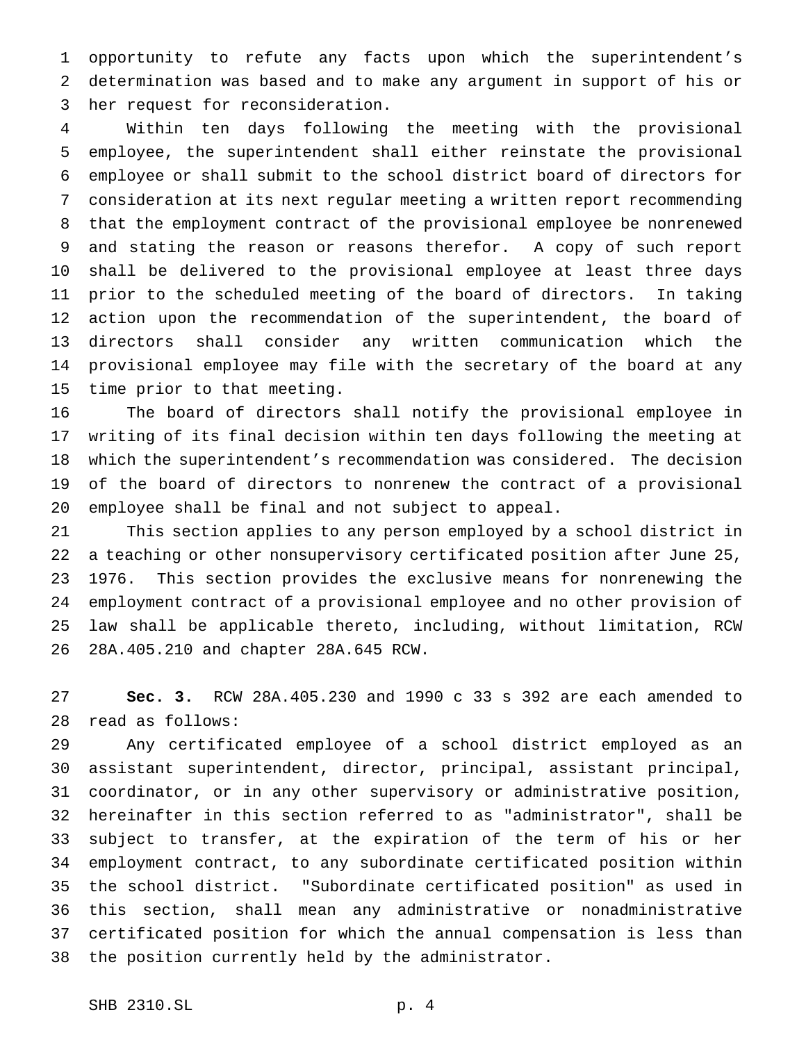opportunity to refute any facts upon which the superintendent's determination was based and to make any argument in support of his or her request for reconsideration.

Within ten days following the meeting with the provisional employee, the superintendent shall either reinstate the provisional employee or shall submit to the school district board of directors for consideration at its next regular meeting a written report recommending that the employment contract of the provisional employee be nonrenewed and stating the reason or reasons therefor. A copy of such report shall be delivered to the provisional employee at least three days prior to the scheduled meeting of the board of directors. In taking action upon the recommendation of the superintendent, the board of directors shall consider any written communication which the provisional employee may file with the secretary of the board at any time prior to that meeting.

The board of directors shall notify the provisional employee in writing of its final decision within ten days following the meeting at which the superintendent's recommendation was considered. The decision of the board of directors to nonrenew the contract of a provisional employee shall be final and not subject to appeal.

This section applies to any person employed by a school district in a teaching or other nonsupervisory certificated position after June 25, 1976. This section provides the exclusive means for nonrenewing the employment contract of a provisional employee and no other provision of law shall be applicable thereto, including, without limitation, RCW 28A.405.210 and chapter 28A.645 RCW.

**Sec. 3.** RCW 28A.405.230 and 1990 c 33 s 392 are each amended to read as follows:

Any certificated employee of a school district employed as an assistant superintendent, director, principal, assistant principal, coordinator, or in any other supervisory or administrative position, hereinafter in this section referred to as "administrator", shall be subject to transfer, at the expiration of the term of his or her employment contract, to any subordinate certificated position within the school district. "Subordinate certificated position" as used in this section, shall mean any administrative or nonadministrative certificated position for which the annual compensation is less than the position currently held by the administrator.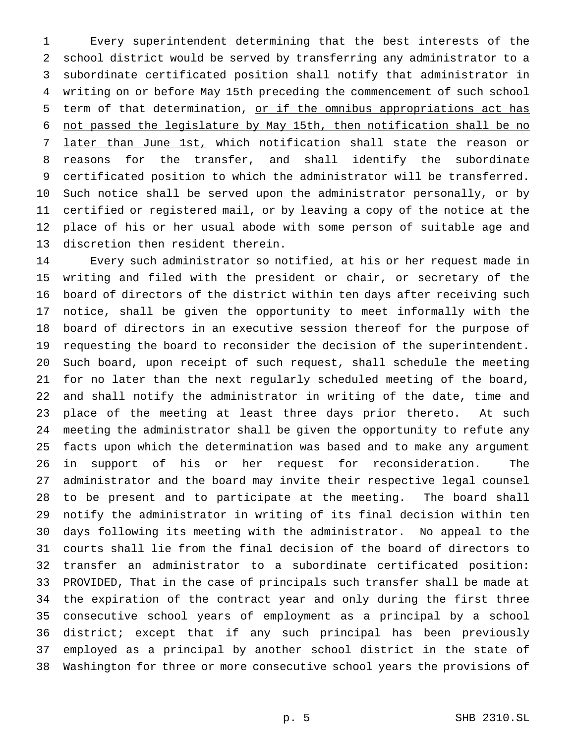Every superintendent determining that the best interests of the school district would be served by transferring any administrator to a subordinate certificated position shall notify that administrator in writing on or before May 15th preceding the commencement of such school term of that determination, <u>or if the omnibus appropriations act has not passed the legislature by May 15th, then notification shall be no later than June 1st,</u> which notification shall state the reason or reasons for the transfer, and shall identify the subordinate certificated position to which the administrator will be transferred. Such notice shall be served upon the administrator personally, or by certified or registered mail, or by leaving a copy of the notice at the place of his or her usual abode with some person of suitable age and discretion then resident therein.

Every such administrator so notified, at his or her request made in writing and filed with the president or chair, or secretary of the board of directors of the district within ten days after receiving such notice, shall be given the opportunity to meet informally with the board of directors in an executive session thereof for the purpose of requesting the board to reconsider the decision of the superintendent. Such board, upon receipt of such request, shall schedule the meeting for no later than the next regularly scheduled meeting of the board, and shall notify the administrator in writing of the date, time and place of the meeting at least three days prior thereto. At such meeting the administrator shall be given the opportunity to refute any facts upon which the determination was based and to make any argument in support of his or her request for reconsideration. The administrator and the board may invite their respective legal counsel to be present and to participate at the meeting. The board shall notify the administrator in writing of its final decision within ten days following its meeting with the administrator. No appeal to the courts shall lie from the final decision of the board of directors to transfer an administrator to a subordinate certificated position: PROVIDED, That in the case of principals such transfer shall be made at the expiration of the contract year and only during the first three consecutive school years of employment as a principal by a school district; except that if any such principal has been previously employed as a principal by another school district in the state of Washington for three or more consecutive school years the provisions of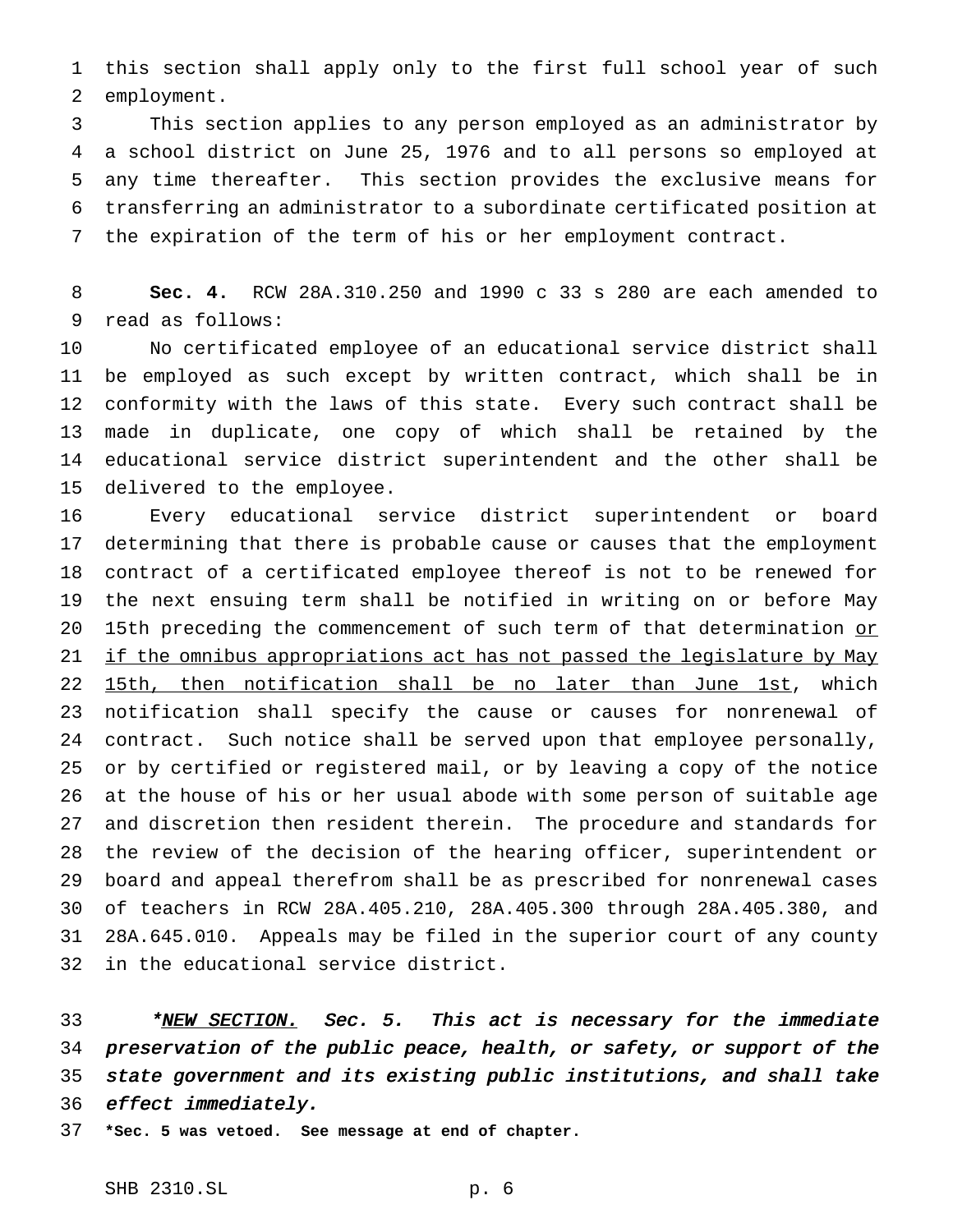this section shall apply only to the first full school year of such employment.

This section applies to any person employed as an administrator by a school district on June 25, 1976 and to all persons so employed at any time thereafter. This section provides the exclusive means for transferring an administrator to a subordinate certificated position at the expiration of the term of his or her employment contract.

**Sec. 4.** RCW 28A.310.250 and 1990 c 33 s 280 are each amended to read as follows:

No certificated employee of an educational service district shall be employed as such except by written contract, which shall be in conformity with the laws of this state. Every such contract shall be made in duplicate, one copy of which shall be retained by the educational service district superintendent and the other shall be delivered to the employee.

Every educational service district superintendent or board determining that there is probable cause or causes that the employment contract of a certificated employee thereof is not to be renewed for the next ensuing term shall be notified in writing on or before May 15th preceding the commencement of such term of that determination <u>or if the omnibus appropriations act has not passed the legislature by May 15th, then notification shall be no later than June 1st</u>, which notification shall specify the cause or causes for nonrenewal of contract. Such notice shall be served upon that employee personally, or by certified or registered mail, or by leaving a copy of the notice at the house of his or her usual abode with some person of suitable age and discretion then resident therein. The procedure and standards for the review of the decision of the hearing officer, superintendent or board and appeal therefrom shall be as prescribed for nonrenewal cases of teachers in RCW 28A.405.210, 28A.405.300 through 28A.405.380, and 28A.645.010. Appeals may be filed in the superior court of any county in the educational service district.

*\*<u>NEW SECTION.</u> Sec. 5. This act is necessary for the immediate preservation of the public peace, health, or safety, or support of the state government and its existing public institutions, and shall take effect immediately.*

**\*Sec. 5 was vetoed. See message at end of chapter.**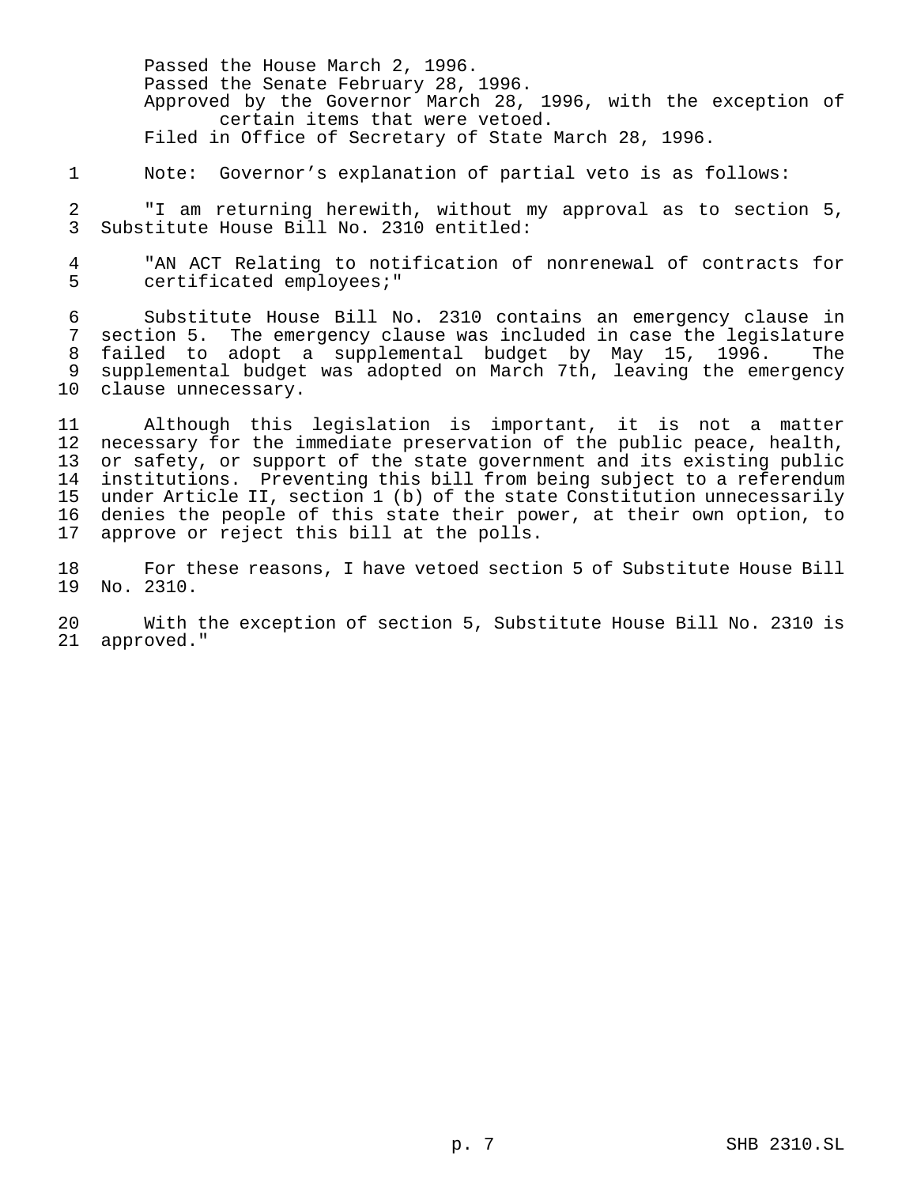Passed the House March 2, 1996.
Passed the Senate February 28, 1996.
Approved by the Governor March 28, 1996, with the exception of certain items that were vetoed.
Filed in Office of Secretary of State March 28, 1996.

Note: Governor's explanation of partial veto is as follows:

"I am returning herewith, without my approval as to section 5, Substitute House Bill No. 2310 entitled:

"AN ACT Relating to notification of nonrenewal of contracts for certificated employees;"

Substitute House Bill No. 2310 contains an emergency clause in section 5. The emergency clause was included in case the legislature failed to adopt a supplemental budget by May 15, 1996. The supplemental budget was adopted on March 7th, leaving the emergency clause unnecessary.

Although this legislation is important, it is not a matter necessary for the immediate preservation of the public peace, health, or safety, or support of the state government and its existing public institutions. Preventing this bill from being subject to a referendum under Article II, section 1 (b) of the state Constitution unnecessarily denies the people of this state their power, at their own option, to approve or reject this bill at the polls.

For these reasons, I have vetoed section 5 of Substitute House Bill No. 2310.

With the exception of section 5, Substitute House Bill No. 2310 is approved."